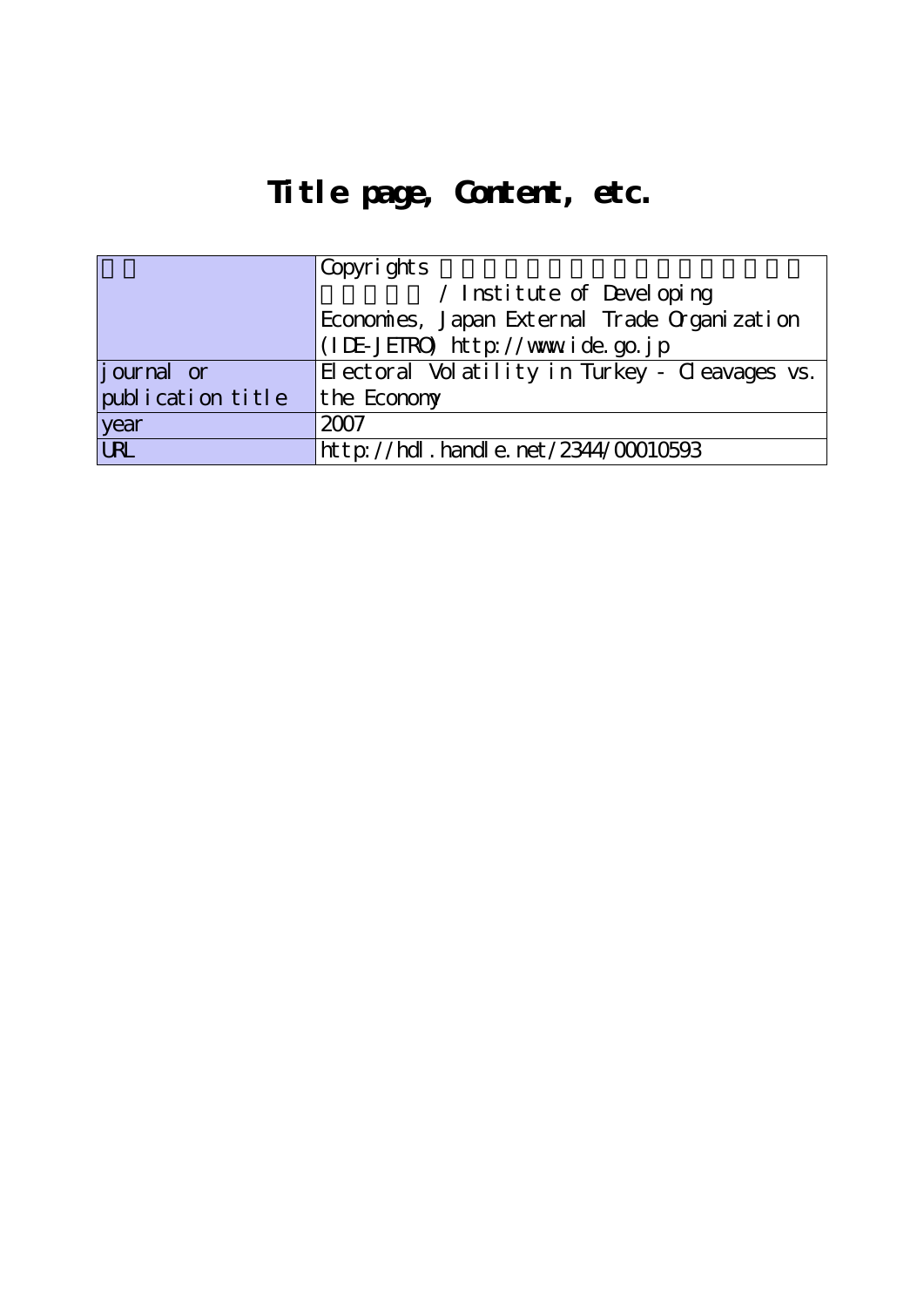# Title page, Content, etc.

| 権利 | Copyrights 日本貿易振興機構（ジェトロ）アジア経済研究所 / Institute of Developing Economies, Japan External Trade Organization (IDE-JETRO) http://www.ide.go.jp |
|---|---|
| journal or publication title | Electoral Volatility in Turkey - Cleavages vs. the Economy |
| year | 2007 |
| URL | http://hdl.handle.net/2344/00010593 |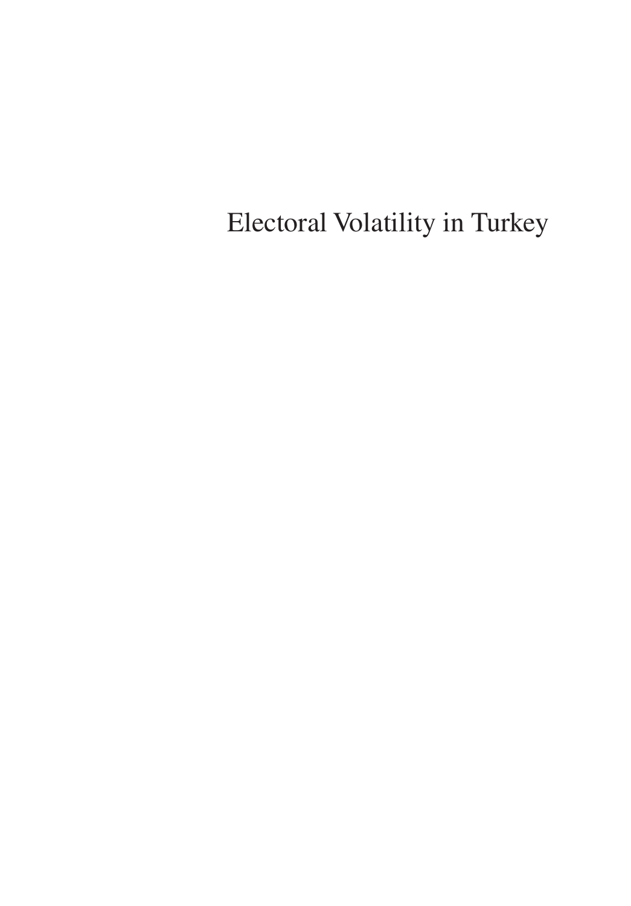# Electoral Volatility in Turkey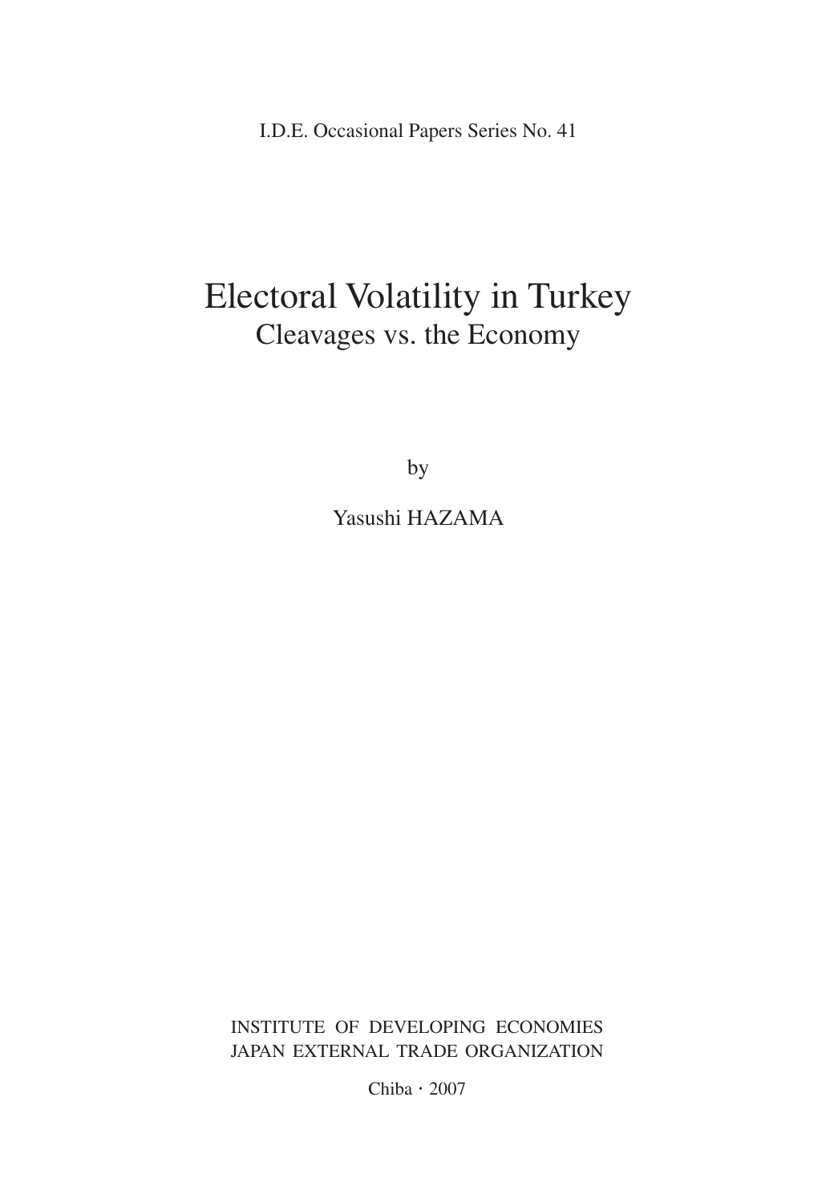I.D.E. Occasional Papers Series No. 41

# Electoral Volatility in Turkey

## Cleavages vs. the Economy

by

Yasushi HAZAMA

INSTITUTE OF DEVELOPING ECONOMIES
JAPAN EXTERNAL TRADE ORGANIZATION

Chiba・2007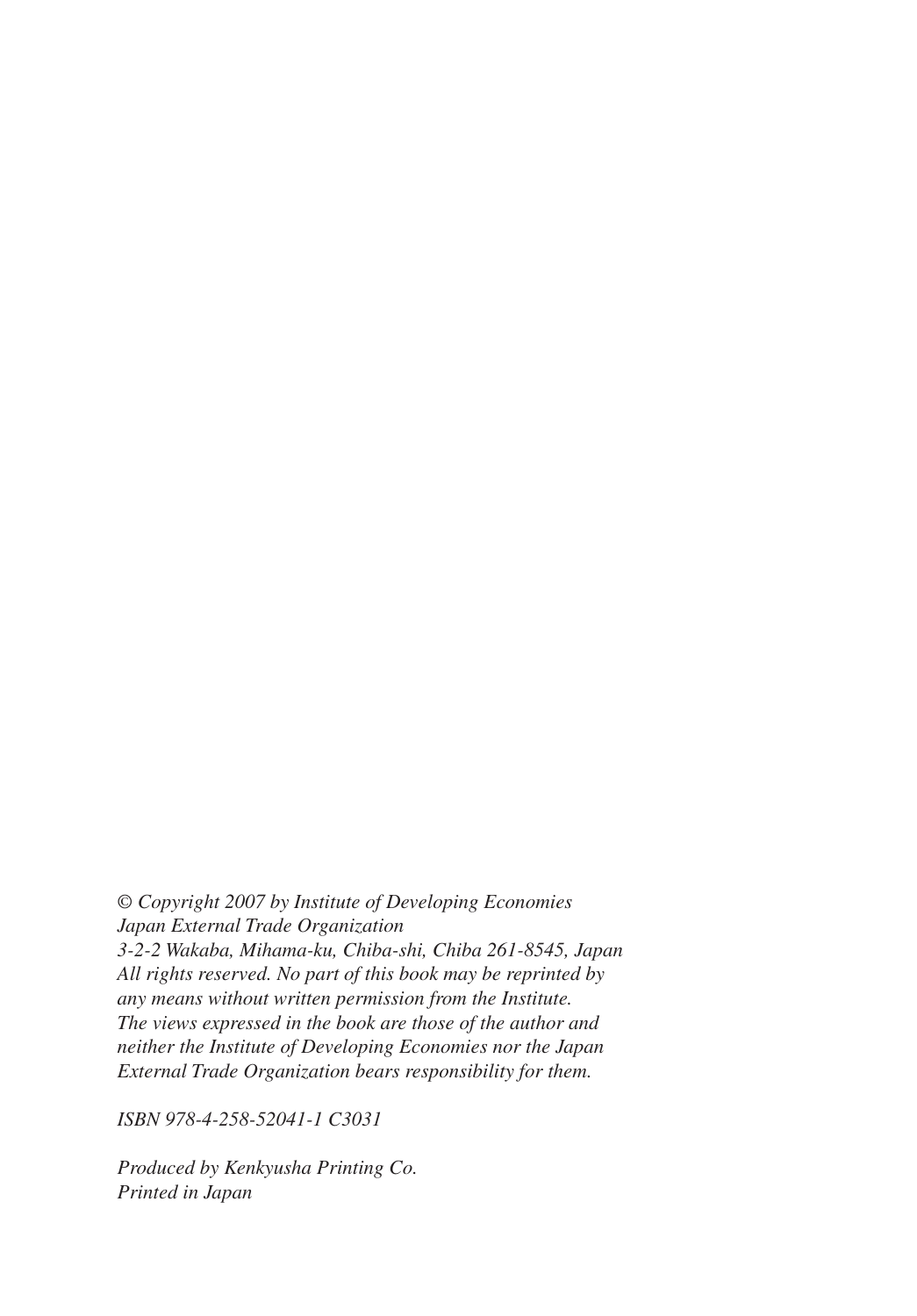*© Copyright 2007 by Institute of Developing Economies*
*Japan External Trade Organization*
*3-2-2 Wakaba, Mihama-ku, Chiba-shi, Chiba 261-8545, Japan*
*All rights reserved. No part of this book may be reprinted by any means without written permission from the Institute.*
*The views expressed in the book are those of the author and neither the Institute of Developing Economies nor the Japan External Trade Organization bears responsibility for them.*

*ISBN 978-4-258-52041-1 C3031*

*Produced by Kenkyusha Printing Co.*
*Printed in Japan*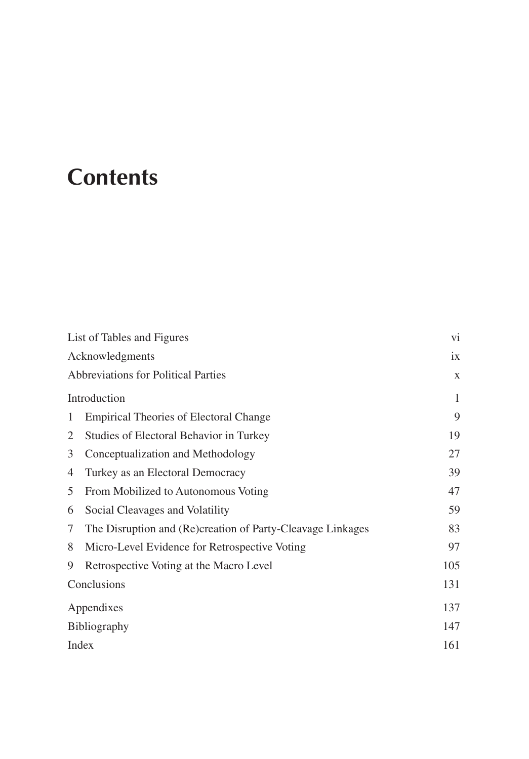# Contents

| | |
|---|---|
| List of Tables and Figures | vi |
| Acknowledgments | ix |
| Abbreviations for Political Parties | x |
| Introduction | 1 |
| 1 Empirical Theories of Electoral Change | 9 |
| 2 Studies of Electoral Behavior in Turkey | 19 |
| 3 Conceptualization and Methodology | 27 |
| 4 Turkey as an Electoral Democracy | 39 |
| 5 From Mobilized to Autonomous Voting | 47 |
| 6 Social Cleavages and Volatility | 59 |
| 7 The Disruption and (Re)creation of Party-Cleavage Linkages | 83 |
| 8 Micro-Level Evidence for Retrospective Voting | 97 |
| 9 Retrospective Voting at the Macro Level | 105 |
| Conclusions | 131 |
| Appendixes | 137 |
| Bibliography | 147 |
| Index | 161 |